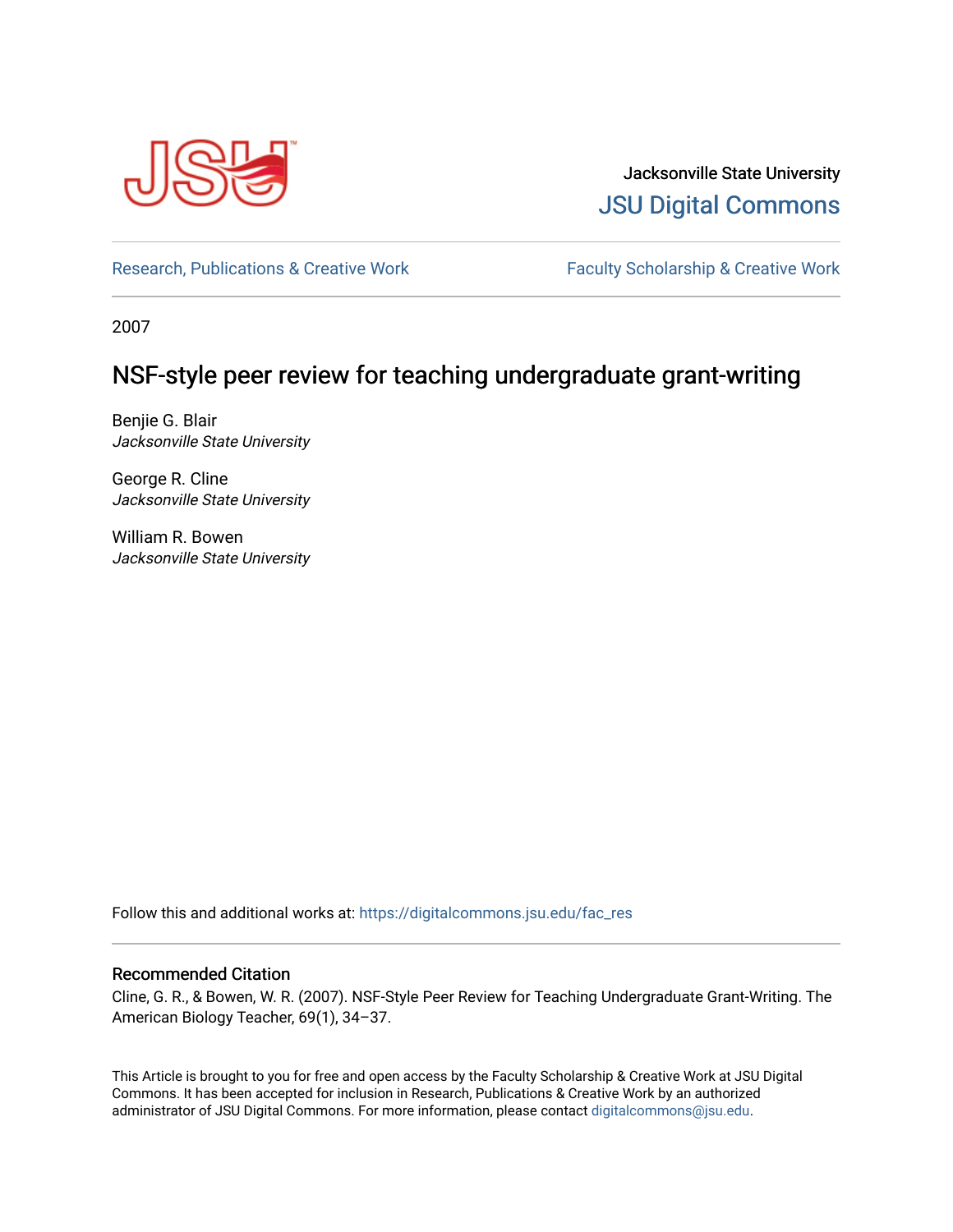Jacksonville State University

JSU Digital Commons

Research, Publications & Creative Work | Faculty Scholarship & Creative Work

2007

# NSF-style peer review for teaching undergraduate grant-writing

Benjie G. Blair
*Jacksonville State University*

George R. Cline
*Jacksonville State University*

William R. Bowen
*Jacksonville State University*

Follow this and additional works at: https://digitalcommons.jsu.edu/fac_res

## Recommended Citation

Cline, G. R., & Bowen, W. R. (2007). NSF-Style Peer Review for Teaching Undergraduate Grant-Writing. The American Biology Teacher, 69(1), 34–37.

This Article is brought to you for free and open access by the Faculty Scholarship & Creative Work at JSU Digital Commons. It has been accepted for inclusion in Research, Publications & Creative Work by an authorized administrator of JSU Digital Commons. For more information, please contact digitalcommons@jsu.edu.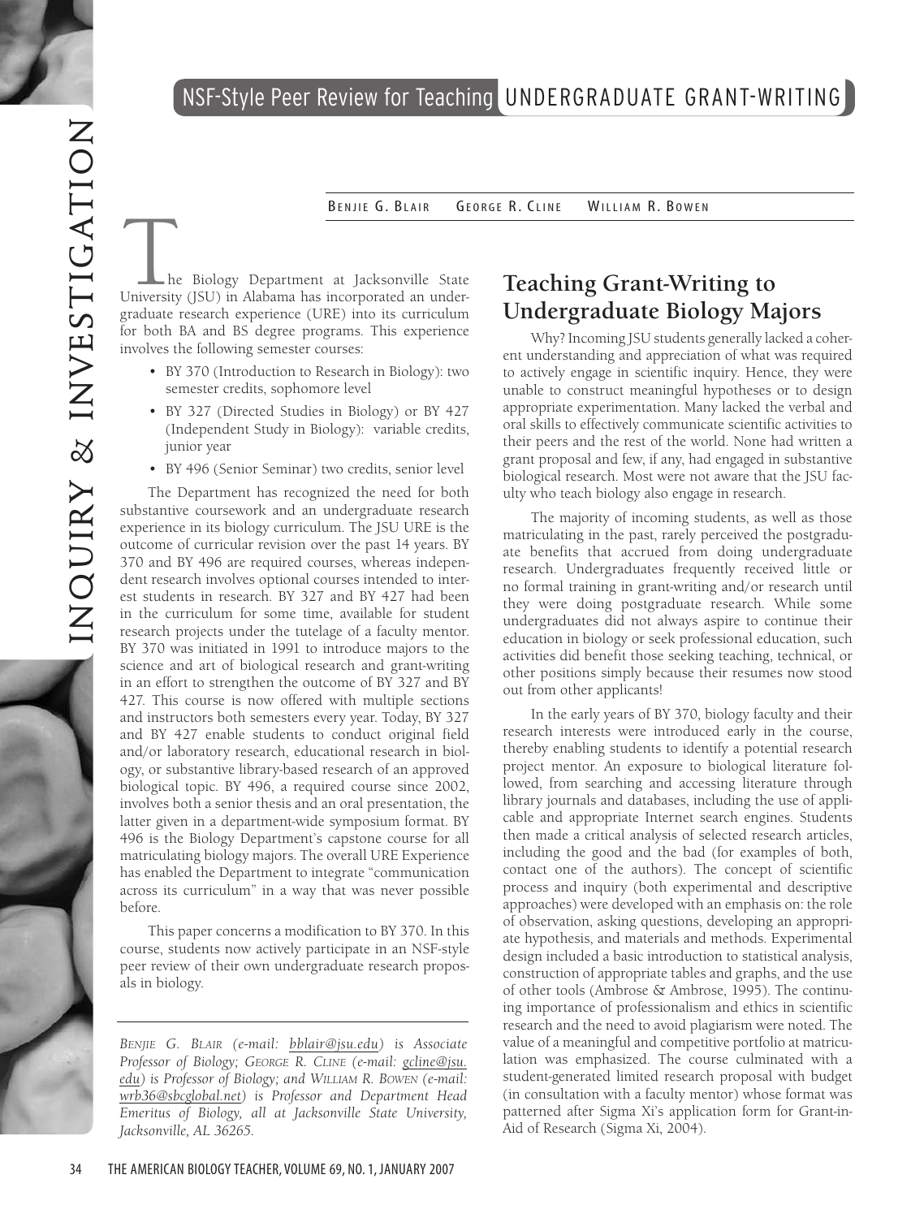# NSF-Style Peer Review for Teaching UNDERGRADUATE GRANT-WRITING

BENJIE G. BLAIR GEORGE R. CLINE WILLIAM R. BOWEN

The Biology Department at Jacksonville State University (JSU) in Alabama has incorporated an undergraduate research experience (URE) into its curriculum for both BA and BS degree programs. This experience involves the following semester courses:

- BY 370 (Introduction to Research in Biology): two semester credits, sophomore level
- BY 327 (Directed Studies in Biology) or BY 427 (Independent Study in Biology): variable credits, junior year
- BY 496 (Senior Seminar) two credits, senior level

The Department has recognized the need for both substantive coursework and an undergraduate research experience in its biology curriculum. The JSU URE is the outcome of curricular revision over the past 14 years. BY 370 and BY 496 are required courses, whereas independent research involves optional courses intended to interest students in research. BY 327 and BY 427 had been in the curriculum for some time, available for student research projects under the tutelage of a faculty mentor. BY 370 was initiated in 1991 to introduce majors to the science and art of biological research and grant-writing in an effort to strengthen the outcome of BY 327 and BY 427. This course is now offered with multiple sections and instructors both semesters every year. Today, BY 327 and BY 427 enable students to conduct original field and/or laboratory research, educational research in biology, or substantive library-based research of an approved biological topic. BY 496, a required course since 2002, involves both a senior thesis and an oral presentation, the latter given in a department-wide symposium format. BY 496 is the Biology Department's capstone course for all matriculating biology majors. The overall URE Experience has enabled the Department to integrate "communication across its curriculum" in a way that was never possible before.

This paper concerns a modification to BY 370. In this course, students now actively participate in an NSF-style peer review of their own undergraduate research proposals in biology.

*BENJIE G. BLAIR (e-mail: bblair@jsu.edu) is Associate Professor of Biology; GEORGE R. CLINE (e-mail: gcline@jsu.edu) is Professor of Biology; and WILLIAM R. BOWEN (e-mail: wrb36@sbcglobal.net) is Professor and Department Head Emeritus of Biology, all at Jacksonville State University, Jacksonville, AL 36265.*

## Teaching Grant-Writing to Undergraduate Biology Majors

Why? Incoming JSU students generally lacked a coherent understanding and appreciation of what was required to actively engage in scientific inquiry. Hence, they were unable to construct meaningful hypotheses or to design appropriate experimentation. Many lacked the verbal and oral skills to effectively communicate scientific activities to their peers and the rest of the world. None had written a grant proposal and few, if any, had engaged in substantive biological research. Most were not aware that the JSU faculty who teach biology also engage in research.

The majority of incoming students, as well as those matriculating in the past, rarely perceived the postgraduate benefits that accrued from doing undergraduate research. Undergraduates frequently received little or no formal training in grant-writing and/or research until they were doing postgraduate research. While some undergraduates did not always aspire to continue their education in biology or seek professional education, such activities did benefit those seeking teaching, technical, or other positions simply because their resumes now stood out from other applicants!

In the early years of BY 370, biology faculty and their research interests were introduced early in the course, thereby enabling students to identify a potential research project mentor. An exposure to biological literature followed, from searching and accessing literature through library journals and databases, including the use of applicable and appropriate Internet search engines. Students then made a critical analysis of selected research articles, including the good and the bad (for examples of both, contact one of the authors). The concept of scientific process and inquiry (both experimental and descriptive approaches) were developed with an emphasis on: the role of observation, asking questions, developing an appropriate hypothesis, and materials and methods. Experimental design included a basic introduction to statistical analysis, construction of appropriate tables and graphs, and the use of other tools (Ambrose & Ambrose, 1995). The continuing importance of professionalism and ethics in scientific research and the need to avoid plagiarism were noted. The value of a meaningful and competitive portfolio at matriculation was emphasized. The course culminated with a student-generated limited research proposal with budget (in consultation with a faculty mentor) whose format was patterned after Sigma Xi's application form for Grant-in-Aid of Research (Sigma Xi, 2004).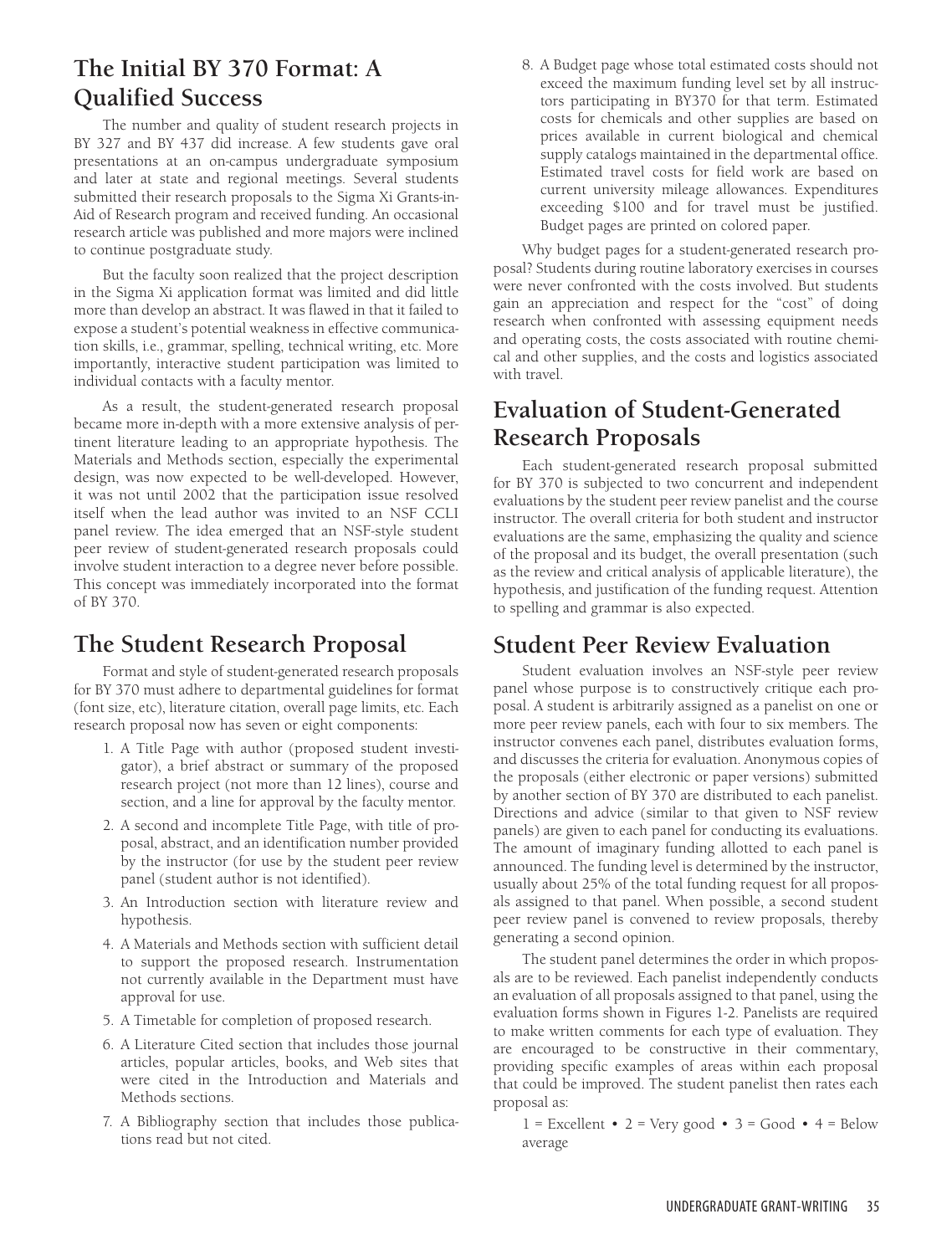## The Initial BY 370 Format: A Qualified Success

The number and quality of student research projects in BY 327 and BY 437 did increase. A few students gave oral presentations at an on-campus undergraduate symposium and later at state and regional meetings. Several students submitted their research proposals to the Sigma Xi Grants-in-Aid of Research program and received funding. An occasional research article was published and more majors were inclined to continue postgraduate study.

But the faculty soon realized that the project description in the Sigma Xi application format was limited and did little more than develop an abstract. It was flawed in that it failed to expose a student's potential weakness in effective communication skills, i.e., grammar, spelling, technical writing, etc. More importantly, interactive student participation was limited to individual contacts with a faculty mentor.

As a result, the student-generated research proposal became more in-depth with a more extensive analysis of pertinent literature leading to an appropriate hypothesis. The Materials and Methods section, especially the experimental design, was now expected to be well-developed. However, it was not until 2002 that the participation issue resolved itself when the lead author was invited to an NSF CCLI panel review. The idea emerged that an NSF-style student peer review of student-generated research proposals could involve student interaction to a degree never before possible. This concept was immediately incorporated into the format of BY 370.

## The Student Research Proposal

Format and style of student-generated research proposals for BY 370 must adhere to departmental guidelines for format (font size, etc), literature citation, overall page limits, etc. Each research proposal now has seven or eight components:

1. A Title Page with author (proposed student investigator), a brief abstract or summary of the proposed research project (not more than 12 lines), course and section, and a line for approval by the faculty mentor.
2. A second and incomplete Title Page, with title of proposal, abstract, and an identification number provided by the instructor (for use by the student peer review panel (student author is not identified).
3. An Introduction section with literature review and hypothesis.
4. A Materials and Methods section with sufficient detail to support the proposed research. Instrumentation not currently available in the Department must have approval for use.
5. A Timetable for completion of proposed research.
6. A Literature Cited section that includes those journal articles, popular articles, books, and Web sites that were cited in the Introduction and Materials and Methods sections.
7. A Bibliography section that includes those publications read but not cited.
8. A Budget page whose total estimated costs should not exceed the maximum funding level set by all instructors participating in BY370 for that term. Estimated costs for chemicals and other supplies are based on prices available in current biological and chemical supply catalogs maintained in the departmental office. Estimated travel costs for field work are based on current university mileage allowances. Expenditures exceeding $100 and for travel must be justified. Budget pages are printed on colored paper.

Why budget pages for a student-generated research proposal? Students during routine laboratory exercises in courses were never confronted with the costs involved. But students gain an appreciation and respect for the "cost" of doing research when confronted with assessing equipment needs and operating costs, the costs associated with routine chemical and other supplies, and the costs and logistics associated with travel.

## Evaluation of Student-Generated Research Proposals

Each student-generated research proposal submitted for BY 370 is subjected to two concurrent and independent evaluations by the student peer review panelist and the course instructor. The overall criteria for both student and instructor evaluations are the same, emphasizing the quality and science of the proposal and its budget, the overall presentation (such as the review and critical analysis of applicable literature), the hypothesis, and justification of the funding request. Attention to spelling and grammar is also expected.

## Student Peer Review Evaluation

Student evaluation involves an NSF-style peer review panel whose purpose is to constructively critique each proposal. A student is arbitrarily assigned as a panelist on one or more peer review panels, each with four to six members. The instructor convenes each panel, distributes evaluation forms, and discusses the criteria for evaluation. Anonymous copies of the proposals (either electronic or paper versions) submitted by another section of BY 370 are distributed to each panelist. Directions and advice (similar to that given to NSF review panels) are given to each panel for conducting its evaluations. The amount of imaginary funding allotted to each panel is announced. The funding level is determined by the instructor, usually about 25% of the total funding request for all proposals assigned to that panel. When possible, a second student peer review panel is convened to review proposals, thereby generating a second opinion.

The student panel determines the order in which proposals are to be reviewed. Each panelist independently conducts an evaluation of all proposals assigned to that panel, using the evaluation forms shown in Figures 1-2. Panelists are required to make written comments for each type of evaluation. They are encouraged to be constructive in their commentary, providing specific examples of areas within each proposal that could be improved. The student panelist then rates each proposal as:

1 = Excellent • 2 = Very good • 3 = Good • 4 = Below average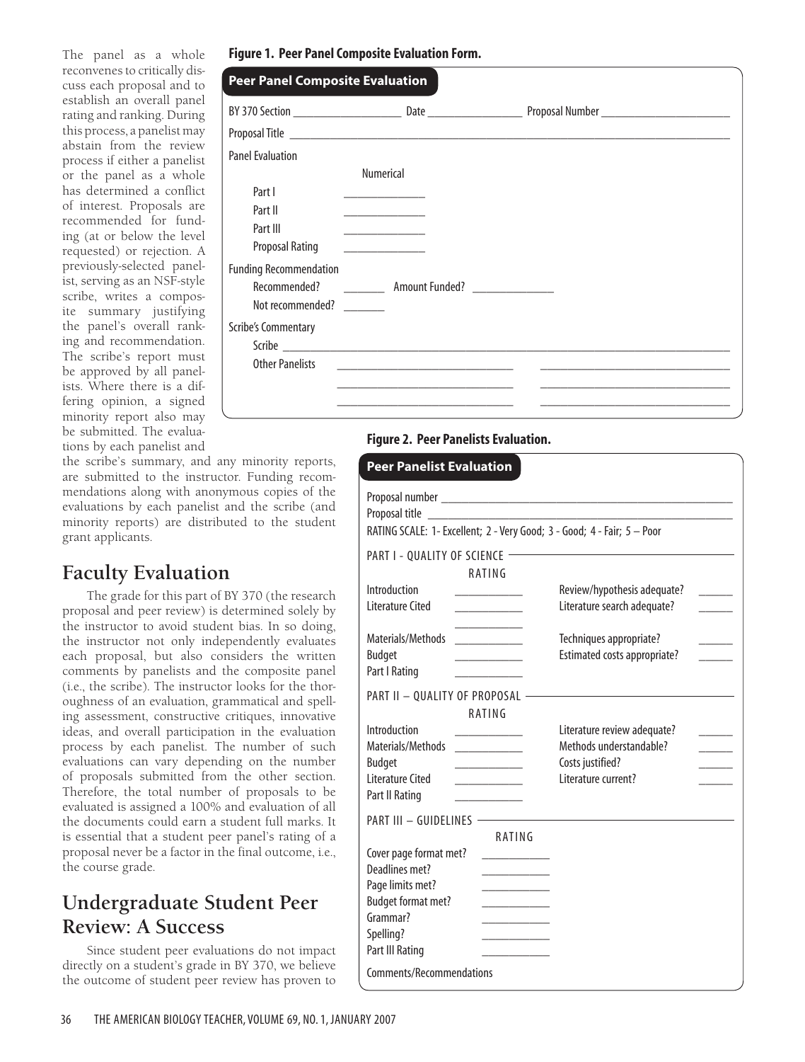The panel as a whole reconvenes to critically discuss each proposal and to establish an overall panel rating and ranking. During this process, a panelist may abstain from the review process if either a panelist or the panel as a whole has determined a conflict of interest. Proposals are recommended for funding (at or below the level requested) or rejection. A previously-selected panelist, serving as an NSF-style scribe, writes a composite summary justifying the panel's overall ranking and recommendation. The scribe's report must be approved by all panelists. Where there is a differing opinion, a signed minority report also may be submitted. The evaluations by each panelist and the scribe's summary, and any minority reports, are submitted to the instructor. Funding recommendations along with anonymous copies of the evaluations by each panelist and the scribe (and minority reports) are distributed to the student grant applicants.

**Figure 1. Peer Panel Composite Evaluation Form.**

**Peer Panel Composite Evaluation**

BY 370 Section ____________ Date ____________ Proposal Number ____________

Proposal Title ____________________________________________

Panel Evaluation

| | Numerical |
|---|---|
| Part I | ________ |
| Part II | ________ |
| Part III | ________ |
| Proposal Rating | ________ |

Funding Recommendation

Recommended? ______ Amount Funded? ____________

Not recommended? ______

Scribe's Commentary

Scribe ____________________________________________

Other Panelists ________________ ________________

________________ ________________

________________ ________________

**Figure 2. Peer Panelists Evaluation.**

**Peer Panelist Evaluation**

Proposal number ____________________________________________

Proposal title ____________________________________________

RATING SCALE: 1- Excellent; 2 - Very Good; 3 - Good; 4 - Fair; 5 – Poor

PART I - QUALITY OF SCIENCE

| | RATING | | |
|---|---|---|---|
| Introduction | ________ | Review/hypothesis adequate? | ______ |
| Literature Cited | ________ | Literature search adequate? | ______ |
| | ________ | | |
| Materials/Methods | ________ | Techniques appropriate? | ______ |
| Budget | ________ | Estimated costs appropriate? | ______ |
| Part I Rating | ________ | | |

PART II – QUALITY OF PROPOSAL

| | RATING | | |
|---|---|---|---|
| Introduction | ________ | Literature review adequate? | ______ |
| Materials/Methods | ________ | Methods understandable? | ______ |
| Budget | ________ | Costs justified? | ______ |
| Literature Cited | ________ | Literature current? | ______ |
| Part II Rating | ________ | | |

PART III – GUIDELINES

| | RATING |
|---|---|
| Cover page format met? | ________ |
| Deadlines met? | ________ |
| Page limits met? | ________ |
| Budget format met? | ________ |
| Grammar? | ________ |
| Spelling? | ________ |
| Part III Rating | ________ |

Comments/Recommendations

## Faculty Evaluation

The grade for this part of BY 370 (the research proposal and peer review) is determined solely by the instructor to avoid student bias. In so doing, the instructor not only independently evaluates each proposal, but also considers the written comments by panelists and the composite panel (i.e., the scribe). The instructor looks for the thoroughness of an evaluation, grammatical and spelling assessment, constructive critiques, innovative ideas, and overall participation in the evaluation process by each panelist. The number of such evaluations can vary depending on the number of proposals submitted from the other section. Therefore, the total number of proposals to be evaluated is assigned a 100% and evaluation of all the documents could earn a student full marks. It is essential that a student peer panel's rating of a proposal never be a factor in the final outcome, i.e., the course grade.

## Undergraduate Student Peer Review: A Success

Since student peer evaluations do not impact directly on a student's grade in BY 370, we believe the outcome of student peer review has proven to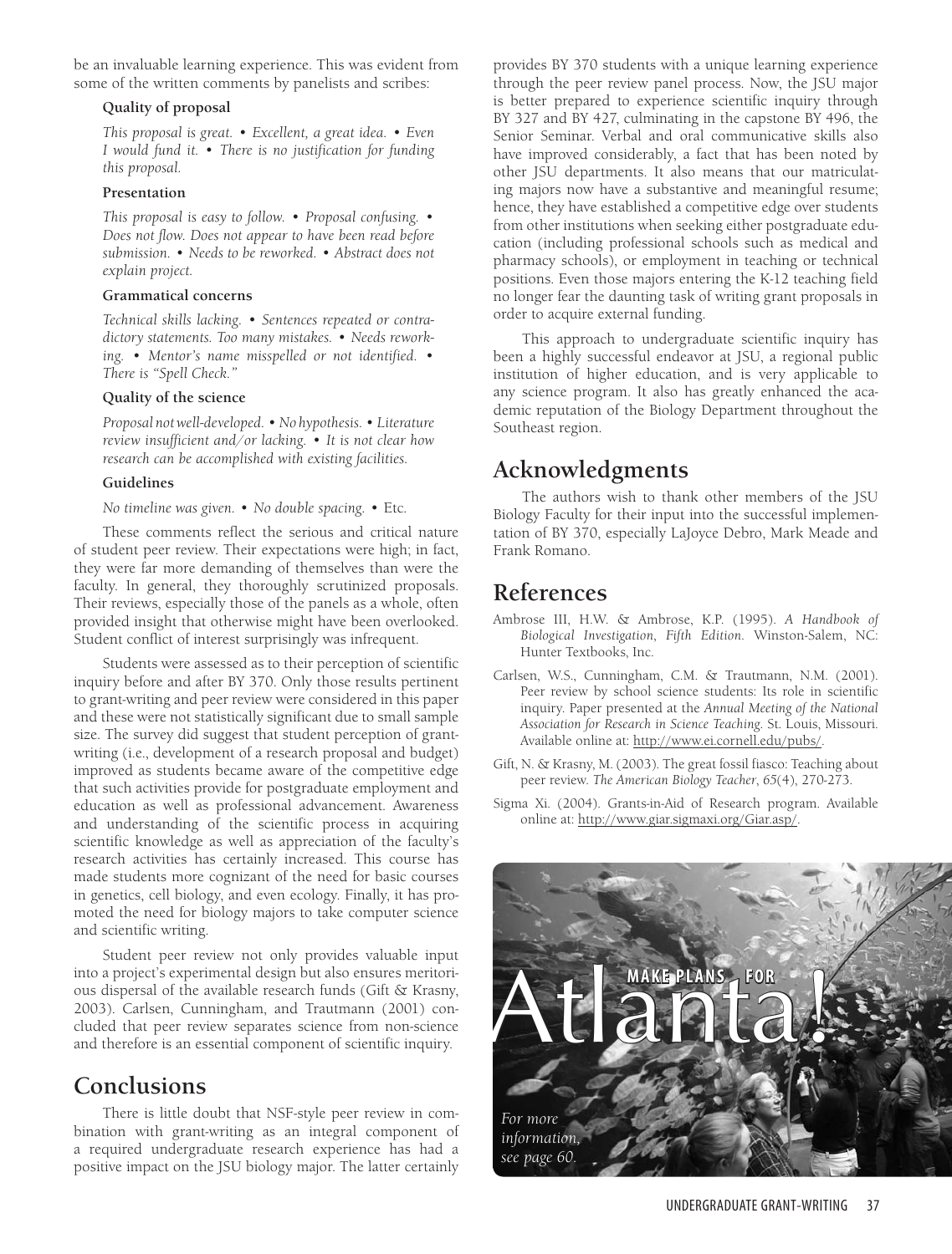be an invaluable learning experience. This was evident from some of the written comments by panelists and scribes:

**Quality of proposal**

*This proposal is great. • Excellent, a great idea. • Even I would fund it. • There is no justification for funding this proposal.*

**Presentation**

*This proposal is easy to follow. • Proposal confusing. • Does not flow. Does not appear to have been read before submission. • Needs to be reworked. • Abstract does not explain project.*

**Grammatical concerns**

*Technical skills lacking. • Sentences repeated or contradictory statements. Too many mistakes. • Needs reworking. • Mentor's name misspelled or not identified. • There is "Spell Check."*

**Quality of the science**

*Proposal not well-developed. • No hypothesis. • Literature review insufficient and/or lacking. • It is not clear how research can be accomplished with existing facilities.*

**Guidelines**

*No timeline was given. • No double spacing. •* Etc.

These comments reflect the serious and critical nature of student peer review. Their expectations were high; in fact, they were far more demanding of themselves than were the faculty. In general, they thoroughly scrutinized proposals. Their reviews, especially those of the panels as a whole, often provided insight that otherwise might have been overlooked. Student conflict of interest surprisingly was infrequent.

Students were assessed as to their perception of scientific inquiry before and after BY 370. Only those results pertinent to grant-writing and peer review were considered in this paper and these were not statistically significant due to small sample size. The survey did suggest that student perception of grant-writing (i.e., development of a research proposal and budget) improved as students became aware of the competitive edge that such activities provide for postgraduate employment and education as well as professional advancement. Awareness and understanding of the scientific process in acquiring scientific knowledge as well as appreciation of the faculty's research activities has certainly increased. This course has made students more cognizant of the need for basic courses in genetics, cell biology, and even ecology. Finally, it has promoted the need for biology majors to take computer science and scientific writing.

Student peer review not only provides valuable input into a project's experimental design but also ensures meritorious dispersal of the available research funds (Gift & Krasny, 2003). Carlsen, Cunningham, and Trautmann (2001) concluded that peer review separates science from non-science and therefore is an essential component of scientific inquiry.

## Conclusions

There is little doubt that NSF-style peer review in combination with grant-writing as an integral component of a required undergraduate research experience has had a positive impact on the JSU biology major. The latter certainly provides BY 370 students with a unique learning experience through the peer review panel process. Now, the JSU major is better prepared to experience scientific inquiry through BY 327 and BY 427, culminating in the capstone BY 496, the Senior Seminar. Verbal and oral communicative skills also have improved considerably, a fact that has been noted by other JSU departments. It also means that our matriculating majors now have a substantive and meaningful resume; hence, they have established a competitive edge over students from other institutions when seeking either postgraduate education (including professional schools such as medical and pharmacy schools), or employment in teaching or technical positions. Even those majors entering the K-12 teaching field no longer fear the daunting task of writing grant proposals in order to acquire external funding.

This approach to undergraduate scientific inquiry has been a highly successful endeavor at JSU, a regional public institution of higher education, and is very applicable to any science program. It also has greatly enhanced the academic reputation of the Biology Department throughout the Southeast region.

## Acknowledgments

The authors wish to thank other members of the JSU Biology Faculty for their input into the successful implementation of BY 370, especially LaJoyce Debro, Mark Meade and Frank Romano.

## References

Ambrose III, H.W. & Ambrose, K.P. (1995). *A Handbook of Biological Investigation, Fifth Edition*. Winston-Salem, NC: Hunter Textbooks, Inc.

Carlsen, W.S., Cunningham, C.M. & Trautmann, N.M. (2001). Peer review by school science students: Its role in scientific inquiry. Paper presented at the *Annual Meeting of the National Association for Research in Science Teaching*. St. Louis, Missouri. Available online at: http://www.ei.cornell.edu/pubs/.

Gift, N. & Krasny, M. (2003). The great fossil fiasco: Teaching about peer review. *The American Biology Teacher*, *65*(4), 270-273.

Sigma Xi. (2004). Grants-in-Aid of Research program. Available online at: http://www.giar.sigmaxi.org/Giar.asp/.

MAKE PLANS FOR Atlanta!

*For more information, see page 60.*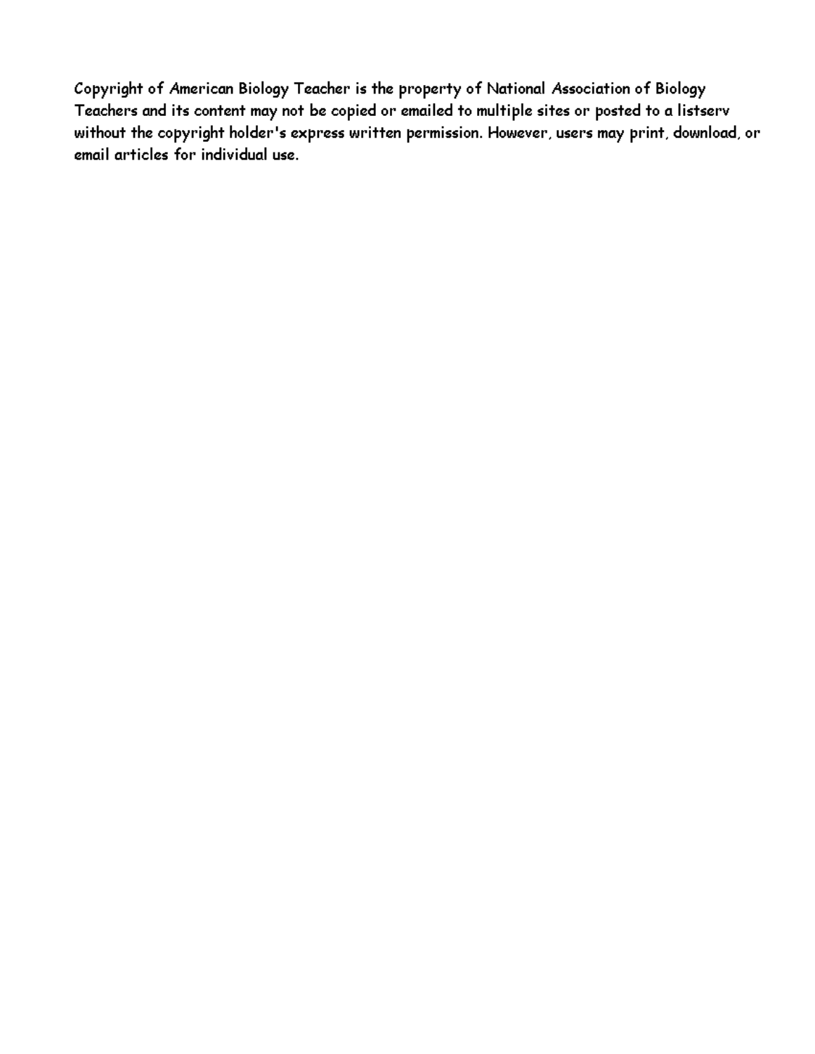Copyright of American Biology Teacher is the property of National Association of Biology Teachers and its content may not be copied or emailed to multiple sites or posted to a listserv without the copyright holder's express written permission. However, users may print, download, or email articles for individual use.